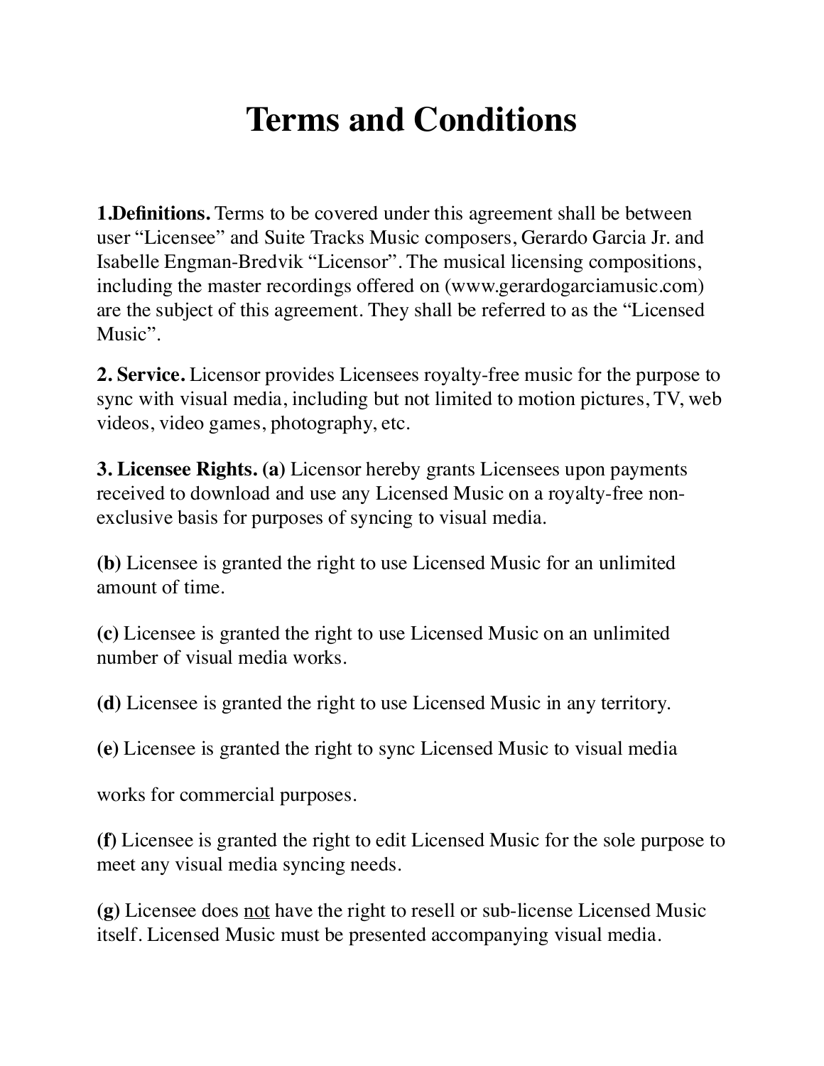# Terms and Conditions

**1.Definitions.** Terms to be covered under this agreement shall be between user "Licensee" and Suite Tracks Music composers, Gerardo Garcia Jr. and Isabelle Engman-Bredvik "Licensor". The musical licensing compositions, including the master recordings offered on (www.gerardogarciamusic.com) are the subject of this agreement. They shall be referred to as the "Licensed Music".

**2. Service.** Licensor provides Licensees royalty-free music for the purpose to sync with visual media, including but not limited to motion pictures, TV, web videos, video games, photography, etc.

**3. Licensee Rights. (a)** Licensor hereby grants Licensees upon payments received to download and use any Licensed Music on a royalty-free non-exclusive basis for purposes of syncing to visual media.

**(b)** Licensee is granted the right to use Licensed Music for an unlimited amount of time.

**(c)** Licensee is granted the right to use Licensed Music on an unlimited number of visual media works.

**(d)** Licensee is granted the right to use Licensed Music in any territory.

**(e)** Licensee is granted the right to sync Licensed Music to visual media works for commercial purposes.

**(f)** Licensee is granted the right to edit Licensed Music for the sole purpose to meet any visual media syncing needs.

**(g)** Licensee does not have the right to resell or sub-license Licensed Music itself. Licensed Music must be presented accompanying visual media.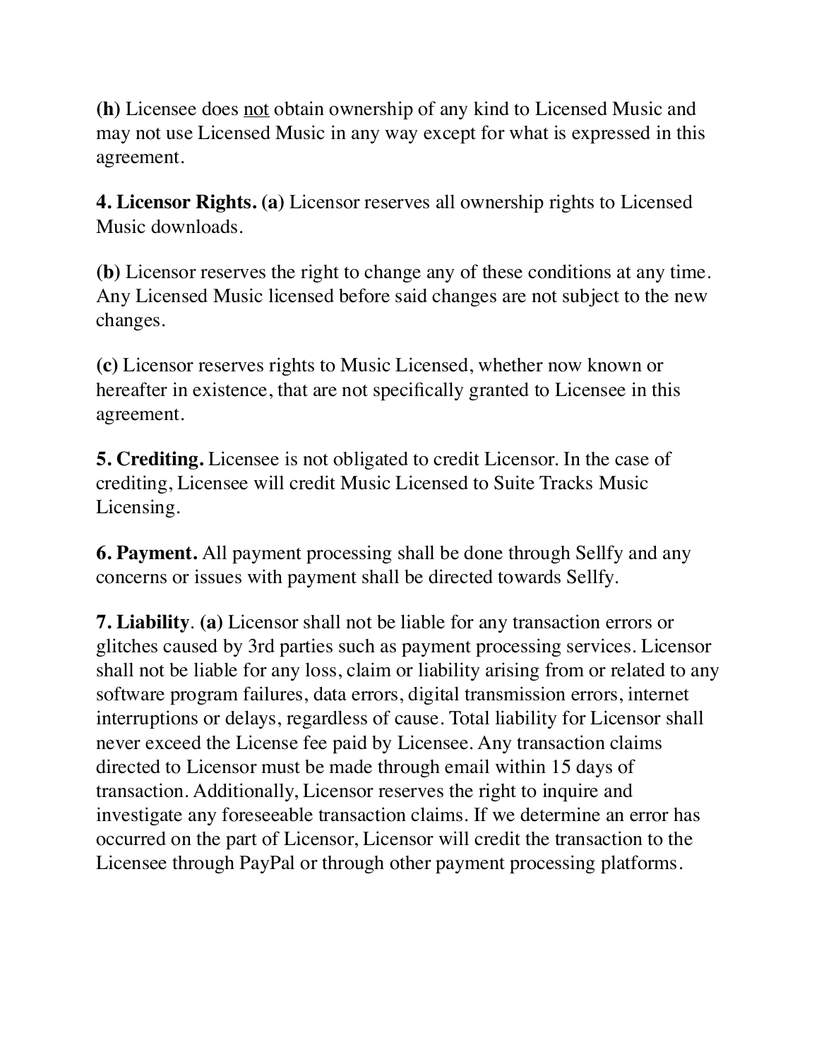**(h)** Licensee does <u>not</u> obtain ownership of any kind to Licensed Music and may not use Licensed Music in any way except for what is expressed in this agreement.

**4. Licensor Rights. (a)** Licensor reserves all ownership rights to Licensed Music downloads.

**(b)** Licensor reserves the right to change any of these conditions at any time. Any Licensed Music licensed before said changes are not subject to the new changes.

**(c)** Licensor reserves rights to Music Licensed, whether now known or hereafter in existence, that are not specifically granted to Licensee in this agreement.

**5. Crediting.** Licensee is not obligated to credit Licensor. In the case of crediting, Licensee will credit Music Licensed to Suite Tracks Music Licensing.

**6. Payment.** All payment processing shall be done through Sellfy and any concerns or issues with payment shall be directed towards Sellfy.

**7. Liability**. **(a)** Licensor shall not be liable for any transaction errors or glitches caused by 3rd parties such as payment processing services. Licensor shall not be liable for any loss, claim or liability arising from or related to any software program failures, data errors, digital transmission errors, internet interruptions or delays, regardless of cause. Total liability for Licensor shall never exceed the License fee paid by Licensee. Any transaction claims directed to Licensor must be made through email within 15 days of transaction. Additionally, Licensor reserves the right to inquire and investigate any foreseeable transaction claims. If we determine an error has occurred on the part of Licensor, Licensor will credit the transaction to the Licensee through PayPal or through other payment processing platforms.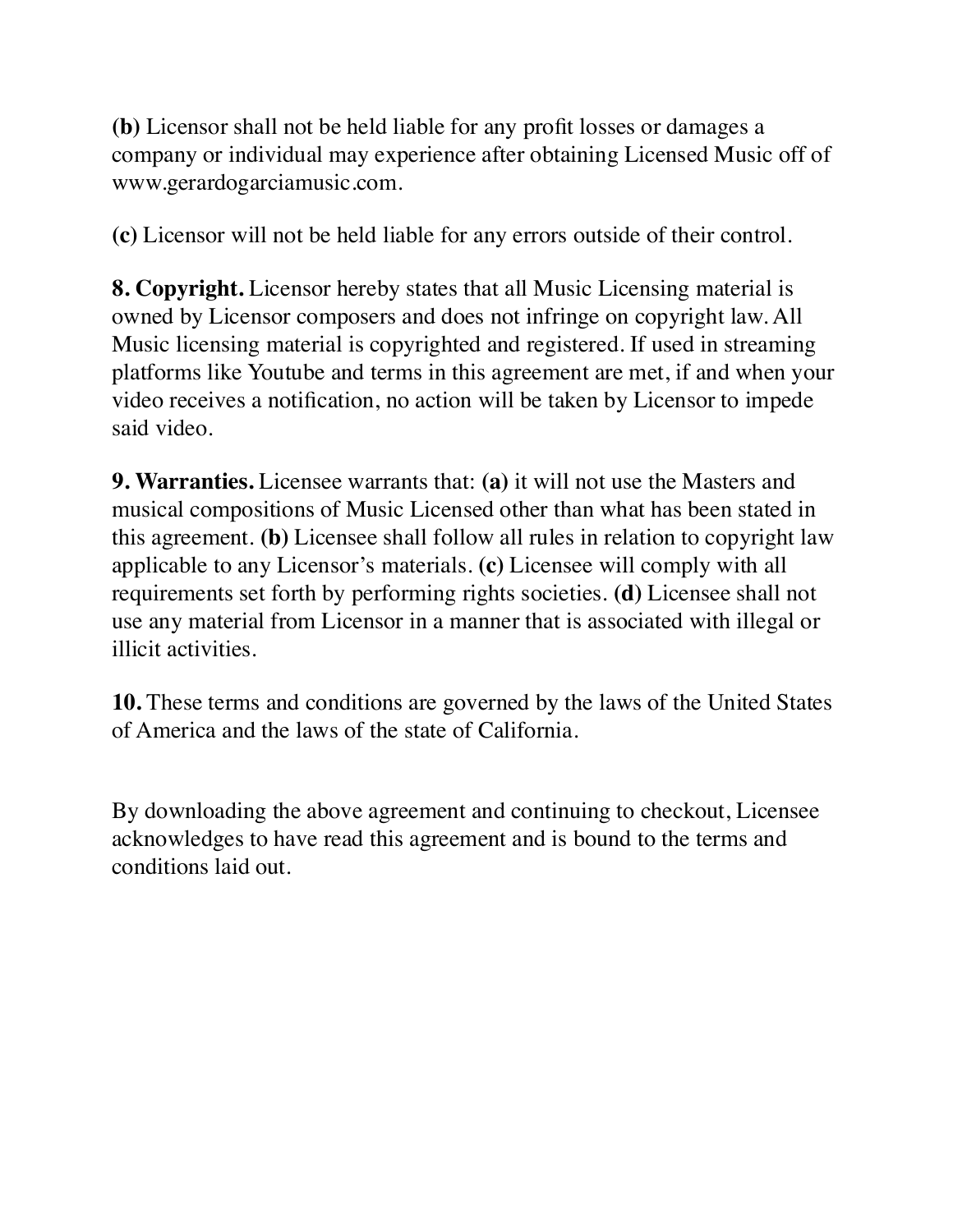**(b)** Licensor shall not be held liable for any profit losses or damages a company or individual may experience after obtaining Licensed Music off of www.gerardogarciamusic.com.

**(c)** Licensor will not be held liable for any errors outside of their control.

**8. Copyright.** Licensor hereby states that all Music Licensing material is owned by Licensor composers and does not infringe on copyright law. All Music licensing material is copyrighted and registered. If used in streaming platforms like Youtube and terms in this agreement are met, if and when your video receives a notification, no action will be taken by Licensor to impede said video.

**9. Warranties.** Licensee warrants that: **(a)** it will not use the Masters and musical compositions of Music Licensed other than what has been stated in this agreement. **(b)** Licensee shall follow all rules in relation to copyright law applicable to any Licensor's materials. **(c)** Licensee will comply with all requirements set forth by performing rights societies. **(d)** Licensee shall not use any material from Licensor in a manner that is associated with illegal or illicit activities.

**10.** These terms and conditions are governed by the laws of the United States of America and the laws of the state of California.

By downloading the above agreement and continuing to checkout, Licensee acknowledges to have read this agreement and is bound to the terms and conditions laid out.